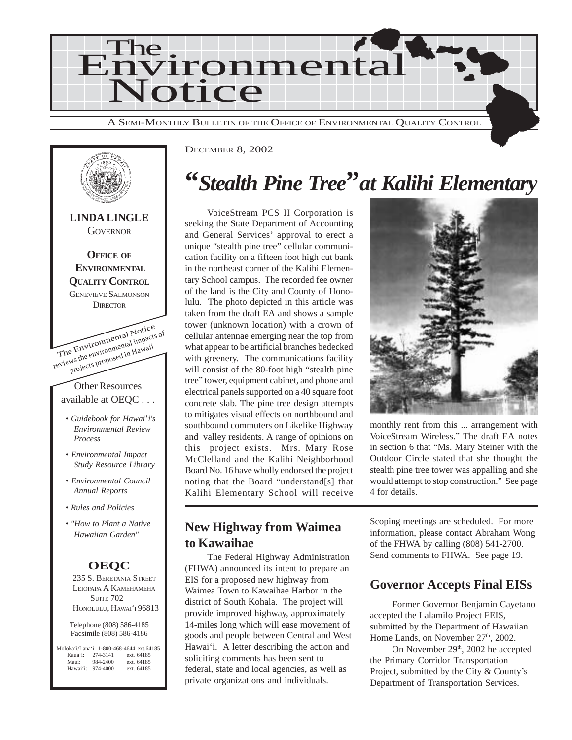# The Environmental Notice

A SEMI-MONTHLY BULLETIN OF THE OFFICE OF ENVIRONMENTAL QUALITY CONTROL

**LINDA LINGLE**
GOVERNOR

**OFFICE OF ENVIRONMENTAL QUALITY CONTROL**
GENEVIEVE SALMONSON
DIRECTOR

The Environmental Notice reviews the environmental impacts of projects proposed in Hawaii

Other Resources available at OEQC . . .

- *Guidebook for Hawai'i's Environmental Review Process*
- *Environmental Impact Study Resource Library*
- *Environmental Council Annual Reports*
- *Rules and Policies*
- *"How to Plant a Native Hawaiian Garden"*

**OEQC**
235 S. BERETANIA STREET
LEIOPAPA A KAMEHAMEHA
SUITE 702
HONOLULU, HAWAI'I 96813

Telephone (808) 586-4185
Facsimile (808) 586-4186

| | | |
|---|---|---|
| Moloka'i/Lana'i: | 1-800-468-4644 | ext.64185 |
| Kaua'i: | 274-3141 | ext. 64185 |
| Maui: | 984-2400 | ext. 64185 |
| Hawai'i: | 974-4000 | ext. 64185 |

DECEMBER 8, 2002

# *"Stealth Pine Tree" at Kalihi Elementary*

VoiceStream PCS II Corporation is seeking the State Department of Accounting and General Services' approval to erect a unique "stealth pine tree" cellular communication facility on a fifteen foot high cut bank in the northeast corner of the Kalihi Elementary School campus. The recorded fee owner of the land is the City and County of Honolulu. The photo depicted in this article was taken from the draft EA and shows a sample tower (unknown location) with a crown of cellular antennae emerging near the top from what appear to be artificial branches bedecked with greenery. The communications facility will consist of the 80-foot high "stealth pine tree" tower, equipment cabinet, and phone and electrical panels supported on a 40 square foot concrete slab. The pine tree design attempts to mitigates visual effects on northbound and southbound commuters on Likelike Highway and valley residents. A range of opinions on this project exists. Mrs. Mary Rose McClelland and the Kalihi Neighborhood Board No. 16 have wholly endorsed the project noting that the Board "understand[s] that Kalihi Elementary School will receive monthly rent from this ... arrangement with VoiceStream Wireless." The draft EA notes in section 6 that "Ms. Mary Steiner with the Outdoor Circle stated that she thought the stealth pine tree tower was appalling and she would attempt to stop construction." See page 4 for details.

## New Highway from Waimea to Kawaihae

The Federal Highway Administration (FHWA) announced its intent to prepare an EIS for a proposed new highway from Waimea Town to Kawaihae Harbor in the district of South Kohala. The project will provide improved highway, approximately 14-miles long which will ease movement of goods and people between Central and West Hawai'i. A letter describing the action and soliciting comments has been sent to federal, state and local agencies, as well as private organizations and individuals. Scoping meetings are scheduled. For more information, please contact Abraham Wong of the FHWA by calling (808) 541-2700. Send comments to FHWA. See page 19.

## Governor Accepts Final EISs

Former Governor Benjamin Cayetano accepted the Lalamilo Project FEIS, submitted by the Department of Hawaiian Home Lands, on November 27th, 2002.

On November 29th, 2002 he accepted the Primary Corridor Transportation Project, submitted by the City & County's Department of Transportation Services.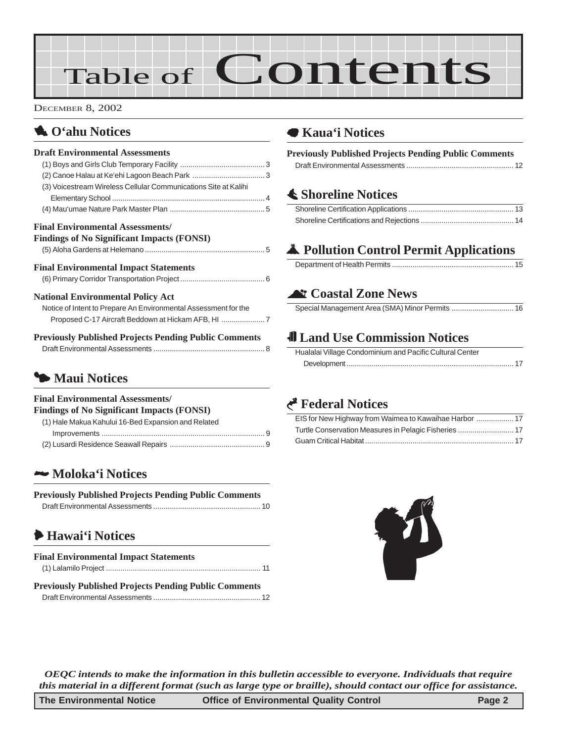# Table of Contents

DECEMBER 8, 2002

## O'ahu Notices

**Draft Environmental Assessments**

(1) Boys and Girls Club Temporary Facility ........................................ 3
(2) Canoe Halau at Ke'ehi Lagoon Beach Park .................................. 3
(3) Voicestream Wireless Cellular Communications Site at Kalihi Elementary School ........................................................................ 4
(4) Mau'umae Nature Park Master Plan ............................................ 5

**Final Environmental Assessments/ Findings of No Significant Impacts (FONSI)**

(5) Aloha Gardens at Helemano ......................................................... 5

**Final Environmental Impact Statements**

(6) Primary Corridor Transportation Project ........................................ 6

**National Environmental Policy Act**

Notice of Intent to Prepare An Environmental Assessment for the Proposed C-17 Aircraft Beddown at Hickam AFB, HI .................... 7

**Previously Published Projects Pending Public Comments**

Draft Environmental Assessments ..................................................... 8

## Maui Notices

**Final Environmental Assessments/ Findings of No Significant Impacts (FONSI)**

(1) Hale Makua Kahului 16-Bed Expansion and Related Improvements .............................................................................. 9
(2) Lusardi Residence Seawall Repairs ............................................. 9

## Moloka'i Notices

**Previously Published Projects Pending Public Comments**

Draft Environmental Assessments .................................................. 10

## Hawai'i Notices

**Final Environmental Impact Statements**

(1) Lalamilo Project ......................................................................... 11

**Previously Published Projects Pending Public Comments**

Draft Environmental Assessments .................................................. 12

## Kaua'i Notices

**Previously Published Projects Pending Public Comments**

Draft Environmental Assessments .................................................. 12

## Shoreline Notices

Shoreline Certification Applications .................................................. 13
Shoreline Certifications and Rejections ............................................ 14

## Pollution Control Permit Applications

Department of Health Permits .......................................................... 15

## Coastal Zone News

Special Management Area (SMA) Minor Permits ............................. 16

## Land Use Commission Notices

Hualalai Village Condominium and Pacific Cultural Center Development ................................................................................ 17

## Federal Notices

EIS for New Highway from Waimea to Kawaihae Harbor ................. 17
Turtle Conservation Measures in Pelagic Fisheries .......................... 17
Guam Critical Habitat ....................................................................... 17

*OEQC intends to make the information in this bulletin accessible to everyone. Individuals that require this material in a different format (such as large type or braille), should contact our office for assistance.*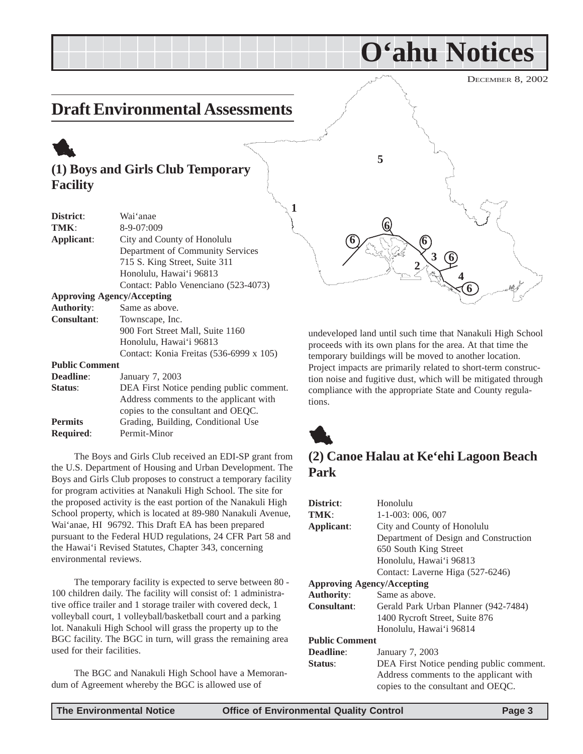# O'ahu Notices

DECEMBER 8, 2002

## Draft Environmental Assessments

### (1) Boys and Girls Club Temporary Facility

| | |
|---|---|
| **District**: | Wai'anae |
| **TMK**: | 8-9-07:009 |
| **Applicant**: | City and County of Honolulu<br>Department of Community Services<br>715 S. King Street, Suite 311<br>Honolulu, Hawai'i 96813<br>Contact: Pablo Venenciano (523-4073) |
| **Approving Agency/Accepting Authority**: | Same as above. |
| **Consultant**: | Townscape, Inc.<br>900 Fort Street Mall, Suite 1160<br>Honolulu, Hawai'i 96813<br>Contact: Konia Freitas (536-6999 x 105) |
| **Public Comment Deadline**: | January 7, 2003 |
| **Status**: | DEA First Notice pending public comment. Address comments to the applicant with copies to the consultant and OEQC. |
| **Permits Required**: | Grading, Building, Conditional Use Permit-Minor |

The Boys and Girls Club received an EDI-SP grant from the U.S. Department of Housing and Urban Development. The Boys and Girls Club proposes to construct a temporary facility for program activities at Nanakuli High School. The site for the proposed activity is the east portion of the Nanakuli High School property, which is located at 89-980 Nanakuli Avenue, Wai'anae, HI 96792. This Draft EA has been prepared pursuant to the Federal HUD regulations, 24 CFR Part 58 and the Hawai'i Revised Statutes, Chapter 343, concerning environmental reviews.

The temporary facility is expected to serve between 80 - 100 children daily. The facility will consist of: 1 administrative office trailer and 1 storage trailer with covered deck, 1 volleyball court, 1 volleyball/basketball court and a parking lot. Nanakuli High School will grass the property up to the BGC facility. The BGC in turn, will grass the remaining area used for their facilities.

The BGC and Nanakuli High School have a Memorandum of Agreement whereby the BGC is allowed use of undeveloped land until such time that Nanakuli High School proceeds with its own plans for the area. At that time the temporary buildings will be moved to another location. Project impacts are primarily related to short-term construction noise and fugitive dust, which will be mitigated through compliance with the appropriate State and County regulations.

### (2) Canoe Halau at Ke'ehi Lagoon Beach Park

| | |
|---|---|
| **District**: | Honolulu |
| **TMK**: | 1-1-003: 006, 007 |
| **Applicant**: | City and County of Honolulu<br>Department of Design and Construction<br>650 South King Street<br>Honolulu, Hawai'i 96813<br>Contact: Laverne Higa (527-6246) |
| **Approving Agency/Accepting Authority**: | Same as above. |
| **Consultant**: | Gerald Park Urban Planner (942-7484)<br>1400 Rycroft Street, Suite 876<br>Honolulu, Hawai'i 96814 |
| **Public Comment Deadline**: | January 7, 2003 |
| **Status**: | DEA First Notice pending public comment. Address comments to the applicant with copies to the consultant and OEQC. |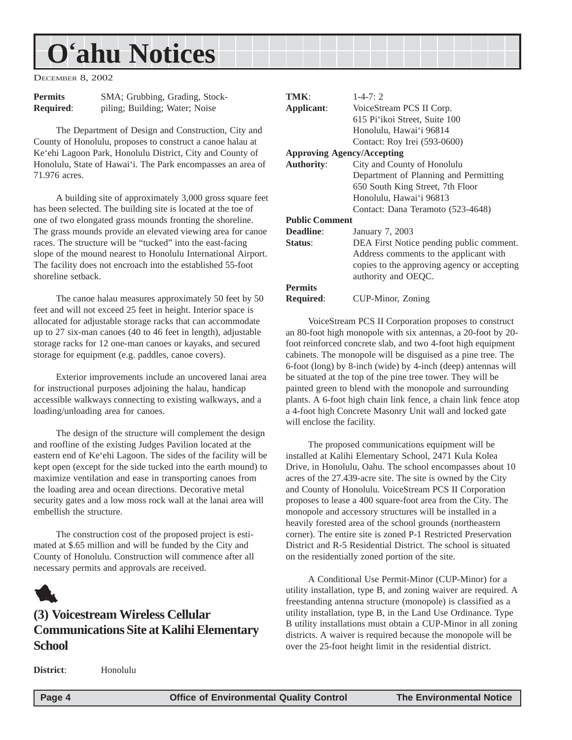# O'ahu Notices

DECEMBER 8, 2002

**Permits Required**: SMA; Grubbing, Grading, Stockpiling; Building; Water; Noise

The Department of Design and Construction, City and County of Honolulu, proposes to construct a canoe halau at Ke'ehi Lagoon Park, Honolulu District, City and County of Honolulu, State of Hawai'i. The Park encompasses an area of 71.976 acres.

A building site of approximately 3,000 gross square feet has been selected. The building site is located at the toe of one of two elongated grass mounds fronting the shoreline. The grass mounds provide an elevated viewing area for canoe races. The structure will be "tucked" into the east-facing slope of the mound nearest to Honolulu International Airport. The facility does not encroach into the established 55-foot shoreline setback.

The canoe halau measures approximately 50 feet by 50 feet and will not exceed 25 feet in height. Interior space is allocated for adjustable storage racks that can accommodate up to 27 six-man canoes (40 to 46 feet in length), adjustable storage racks for 12 one-man canoes or kayaks, and secured storage for equipment (e.g. paddles, canoe covers).

Exterior improvements include an uncovered lanai area for instructional purposes adjoining the halau, handicap accessible walkways connecting to existing walkways, and a loading/unloading area for canoes.

The design of the structure will complement the design and roofline of the existing Judges Pavilion located at the eastern end of Ke'ehi Lagoon. The sides of the facility will be kept open (except for the side tucked into the earth mound) to maximize ventilation and ease in transporting canoes from the loading area and ocean directions. Decorative metal security gates and a low moss rock wall at the lanai area will embellish the structure.

The construction cost of the proposed project is estimated at $.65 million and will be funded by the City and County of Honolulu. Construction will commence after all necessary permits and approvals are received.

## (3) Voicestream Wireless Cellular Communications Site at Kalihi Elementary School

**District**: Honolulu

**TMK**: 1-4-7: 2

**Applicant**: VoiceStream PCS II Corp.
615 Pi'ikoi Street, Suite 100
Honolulu, Hawai'i 96814
Contact: Roy Irei (593-0600)

**Approving Agency/Accepting Authority**: City and County of Honolulu
Department of Planning and Permitting
650 South King Street, 7th Floor
Honolulu, Hawai'i 96813
Contact: Dana Teramoto (523-4648)

**Public Comment Deadline**: January 7, 2003

**Status**: DEA First Notice pending public comment. Address comments to the applicant with copies to the approving agency or accepting authority and OEQC.

**Permits Required**: CUP-Minor, Zoning

VoiceStream PCS II Corporation proposes to construct an 80-foot high monopole with six antennas, a 20-foot by 20-foot reinforced concrete slab, and two 4-foot high equipment cabinets. The monopole will be disguised as a pine tree. The 6-foot (long) by 8-inch (wide) by 4-inch (deep) antennas will be situated at the top of the pine tree tower. They will be painted green to blend with the monopole and surrounding plants. A 6-foot high chain link fence, a chain link fence atop a 4-foot high Concrete Masonry Unit wall and locked gate will enclose the facility.

The proposed communications equipment will be installed at Kalihi Elementary School, 2471 Kula Kolea Drive, in Honolulu, Oahu. The school encompasses about 10 acres of the 27.439-acre site. The site is owned by the City and County of Honolulu. VoiceStream PCS II Corporation proposes to lease a 400 square-foot area from the City. The monopole and accessory structures will be installed in a heavily forested area of the school grounds (northeastern corner). The entire site is zoned P-1 Restricted Preservation District and R-5 Residential District. The school is situated on the residentially zoned portion of the site.

A Conditional Use Permit-Minor (CUP-Minor) for a utility installation, type B, and zoning waiver are required. A freestanding antenna structure (monopole) is classified as a utility installation, type B, in the Land Use Ordinance. Type B utility installations must obtain a CUP-Minor in all zoning districts. A waiver is required because the monopole will be over the 25-foot height limit in the residential district.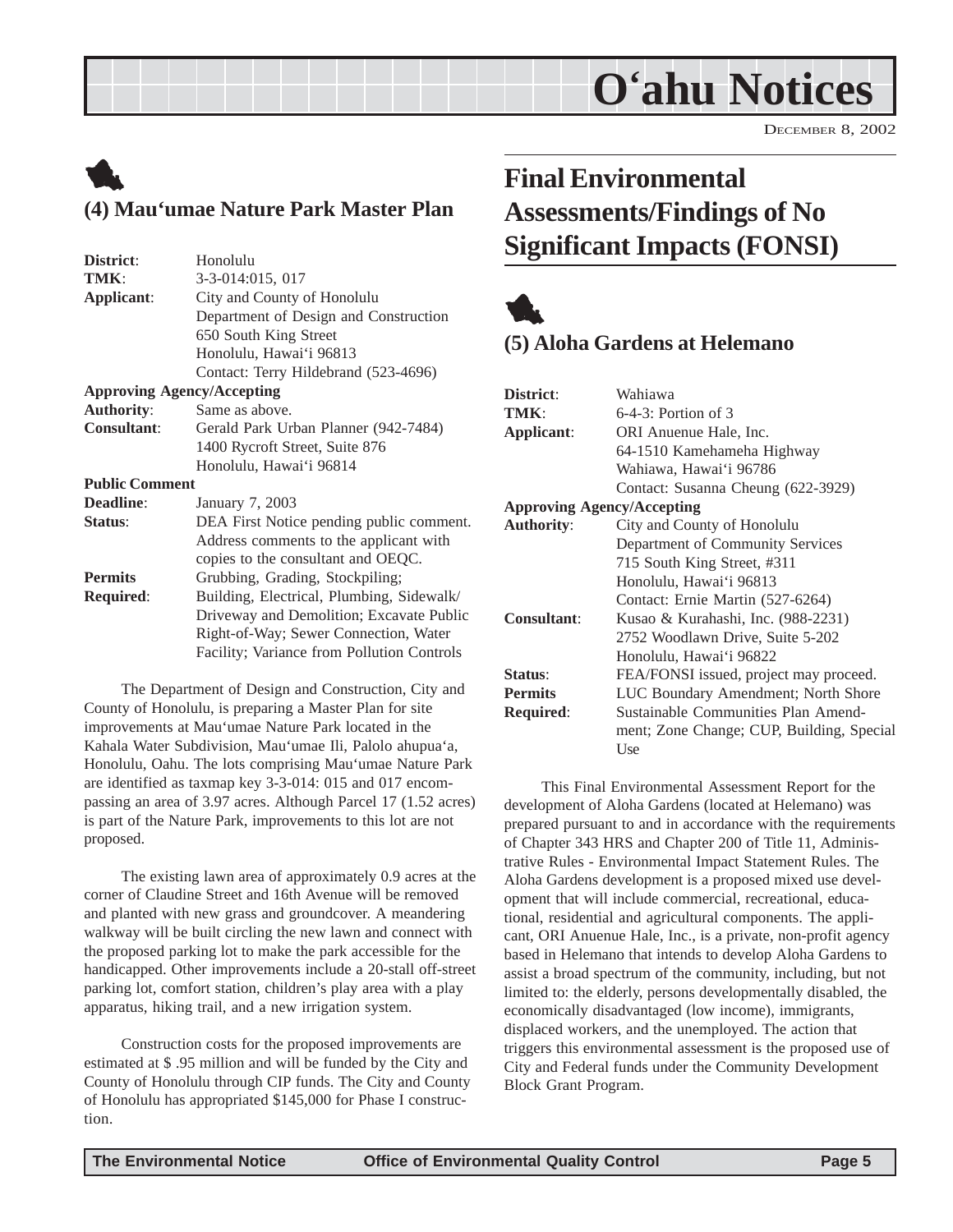### (4) Mau'umae Nature Park Master Plan

**District**: Honolulu
**TMK**: 3-3-014:015, 017
**Applicant**: City and County of Honolulu
Department of Design and Construction
650 South King Street
Honolulu, Hawai'i 96813
Contact: Terry Hildebrand (523-4696)

**Approving Agency/Accepting**
**Authority**: Same as above.
**Consultant**: Gerald Park Urban Planner (942-7484)
1400 Rycroft Street, Suite 876
Honolulu, Hawai'i 96814

**Public Comment**
**Deadline**: January 7, 2003
**Status**: DEA First Notice pending public comment. Address comments to the applicant with copies to the consultant and OEQC.
**Permits Required**: Grubbing, Grading, Stockpiling; Building, Electrical, Plumbing, Sidewalk/Driveway and Demolition; Excavate Public Right-of-Way; Sewer Connection, Water Facility; Variance from Pollution Controls

The Department of Design and Construction, City and County of Honolulu, is preparing a Master Plan for site improvements at Mau'umae Nature Park located in the Kahala Water Subdivision, Mau'umae Ili, Palolo ahupua'a, Honolulu, Oahu. The lots comprising Mau'umae Nature Park are identified as taxmap key 3-3-014: 015 and 017 encompassing an area of 3.97 acres. Although Parcel 17 (1.52 acres) is part of the Nature Park, improvements to this lot are not proposed.

The existing lawn area of approximately 0.9 acres at the corner of Claudine Street and 16th Avenue will be removed and planted with new grass and groundcover. A meandering walkway will be built circling the new lawn and connect with the proposed parking lot to make the park accessible for the handicapped. Other improvements include a 20-stall off-street parking lot, comfort station, children's play area with a play apparatus, hiking trail, and a new irrigation system.

Construction costs for the proposed improvements are estimated at $ .95 million and will be funded by the City and County of Honolulu through CIP funds. The City and County of Honolulu has appropriated $145,000 for Phase I construction.

## Final Environmental Assessments/Findings of No Significant Impacts (FONSI)

### (5) Aloha Gardens at Helemano

**District**: Wahiawa
**TMK**: 6-4-3: Portion of 3
**Applicant**: ORI Anuenue Hale, Inc.
64-1510 Kamehameha Highway
Wahiawa, Hawai'i 96786
Contact: Susanna Cheung (622-3929)

**Approving Agency/Accepting**
**Authority**: City and County of Honolulu
Department of Community Services
715 South King Street, #311
Honolulu, Hawai'i 96813
Contact: Ernie Martin (527-6264)
**Consultant**: Kusao & Kurahashi, Inc. (988-2231)
2752 Woodlawn Drive, Suite 5-202
Honolulu, Hawai'i 96822
**Status**: FEA/FONSI issued, project may proceed.
**Permits Required**: LUC Boundary Amendment; North Shore Sustainable Communities Plan Amendment; Zone Change; CUP, Building, Special Use

This Final Environmental Assessment Report for the development of Aloha Gardens (located at Helemano) was prepared pursuant to and in accordance with the requirements of Chapter 343 HRS and Chapter 200 of Title 11, Administrative Rules - Environmental Impact Statement Rules. The Aloha Gardens development is a proposed mixed use development that will include commercial, recreational, educational, residential and agricultural components. The applicant, ORI Anuenue Hale, Inc., is a private, non-profit agency based in Helemano that intends to develop Aloha Gardens to assist a broad spectrum of the community, including, but not limited to: the elderly, persons developmentally disabled, the economically disadvantaged (low income), immigrants, displaced workers, and the unemployed. The action that triggers this environmental assessment is the proposed use of City and Federal funds under the Community Development Block Grant Program.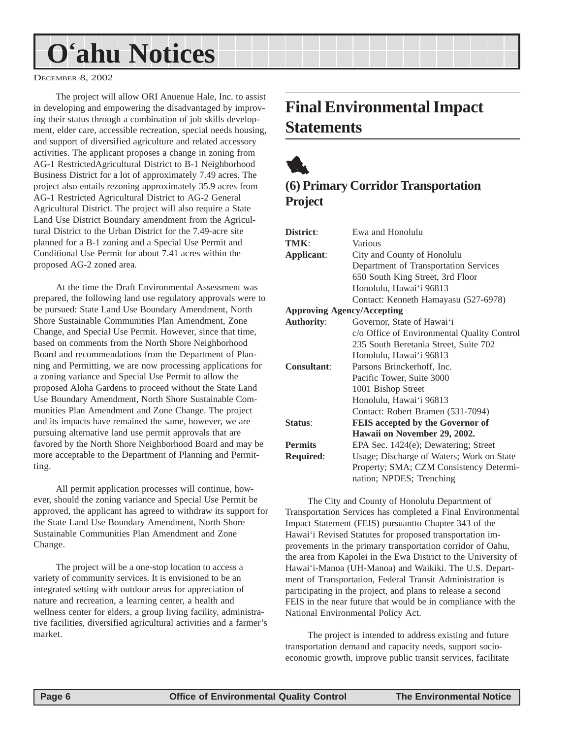The project will allow ORI Anuenue Hale, Inc. to assist in developing and empowering the disadvantaged by improving their status through a combination of job skills development, elder care, accessible recreation, special needs housing, and support of diversified agriculture and related accessory activities. The applicant proposes a change in zoning from AG-1 RestrictedAgricultural District to B-1 Neighborhood Business District for a lot of approximately 7.49 acres. The project also entails rezoning approximately 35.9 acres from AG-1 Restricted Agricultural District to AG-2 General Agricultural District. The project will also require a State Land Use District Boundary amendment from the Agricultural District to the Urban District for the 7.49-acre site planned for a B-1 zoning and a Special Use Permit and Conditional Use Permit for about 7.41 acres within the proposed AG-2 zoned area.

At the time the Draft Environmental Assessment was prepared, the following land use regulatory approvals were to be pursued: State Land Use Boundary Amendment, North Shore Sustainable Communities Plan Amendment, Zone Change, and Special Use Permit. However, since that time, based on comments from the North Shore Neighborhood Board and recommendations from the Department of Planning and Permitting, we are now processing applications for a zoning variance and Special Use Permit to allow the proposed Aloha Gardens to proceed without the State Land Use Boundary Amendment, North Shore Sustainable Communities Plan Amendment and Zone Change. The project and its impacts have remained the same, however, we are pursuing alternative land use permit approvals that are favored by the North Shore Neighborhood Board and may be more acceptable to the Department of Planning and Permitting.

All permit application processes will continue, however, should the zoning variance and Special Use Permit be approved, the applicant has agreed to withdraw its support for the State Land Use Boundary Amendment, North Shore Sustainable Communities Plan Amendment and Zone Change.

The project will be a one-stop location to access a variety of community services. It is envisioned to be an integrated setting with outdoor areas for appreciation of nature and recreation, a learning center, a health and wellness center for elders, a group living facility, administrative facilities, diversified agricultural activities and a farmer's market.

## Final Environmental Impact Statements

### (6) Primary Corridor Transportation Project

**District**: Ewa and Honolulu
**TMK**: Various
**Applicant**: City and County of Honolulu
Department of Transportation Services
650 South King Street, 3rd Floor
Honolulu, Hawai'i 96813
Contact: Kenneth Hamayasu (527-6978)
**Approving Agency/Accepting Authority**: Governor, State of Hawai'i
c/o Office of Environmental Quality Control
235 South Beretania Street, Suite 702
Honolulu, Hawai'i 96813
**Consultant**: Parsons Brinckerhoff, Inc.
Pacific Tower, Suite 3000
1001 Bishop Street
Honolulu, Hawai'i 96813
Contact: Robert Bramen (531-7094)
**Status**: **FEIS accepted by the Governor of Hawaii on November 29, 2002.**
**Permits Required**: EPA Sec. 1424(e); Dewatering; Street Usage; Discharge of Waters; Work on State Property; SMA; CZM Consistency Determination; NPDES; Trenching

The City and County of Honolulu Department of Transportation Services has completed a Final Environmental Impact Statement (FEIS) pursuantto Chapter 343 of the Hawai'i Revised Statutes for proposed transportation improvements in the primary transportation corridor of Oahu, the area from Kapolei in the Ewa District to the University of Hawai'i-Manoa (UH-Manoa) and Waikiki. The U.S. Department of Transportation, Federal Transit Administration is participating in the project, and plans to release a second FEIS in the near future that would be in compliance with the National Environmental Policy Act.

The project is intended to address existing and future transportation demand and capacity needs, support socio-economic growth, improve public transit services, facilitate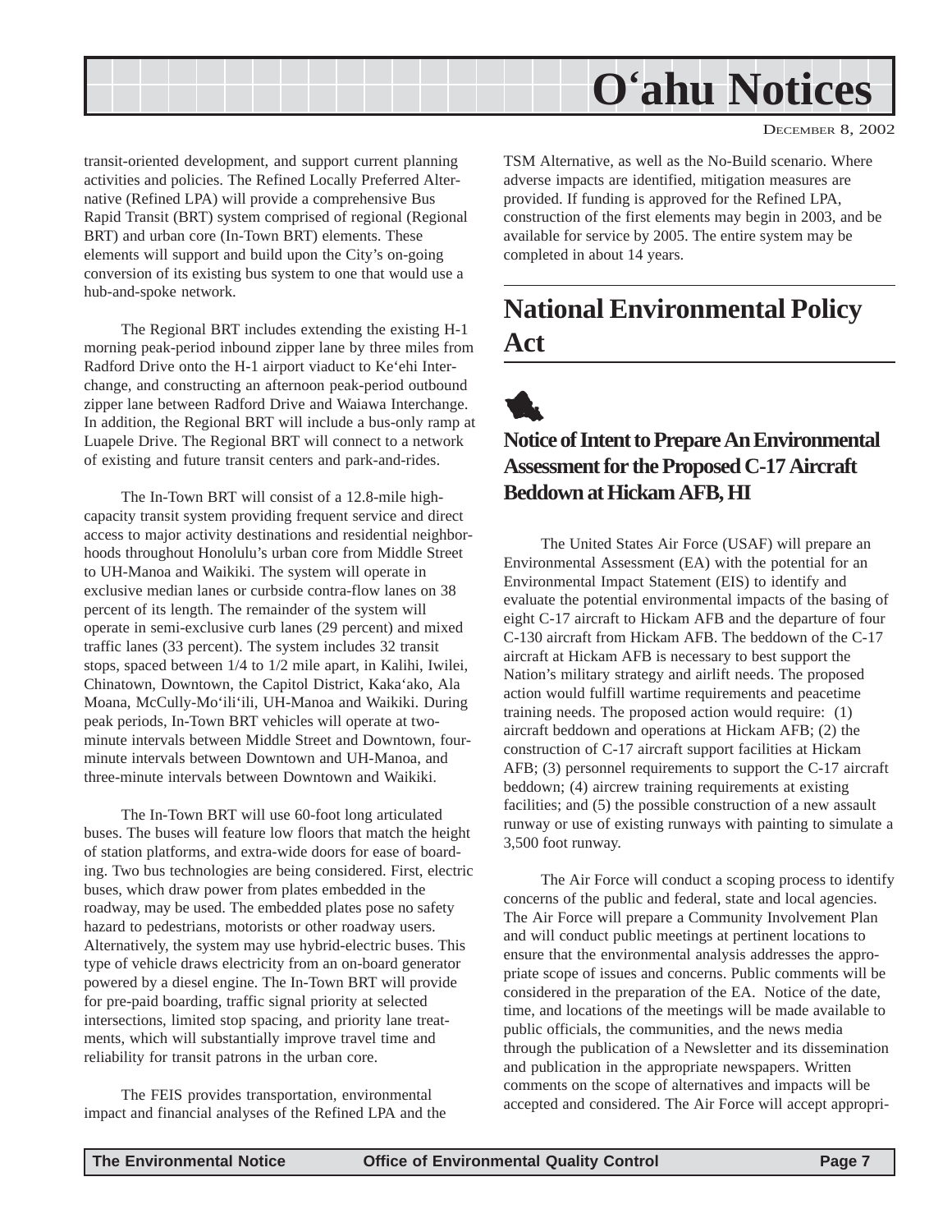transit-oriented development, and support current planning activities and policies. The Refined Locally Preferred Alternative (Refined LPA) will provide a comprehensive Bus Rapid Transit (BRT) system comprised of regional (Regional BRT) and urban core (In-Town BRT) elements. These elements will support and build upon the City's on-going conversion of its existing bus system to one that would use a hub-and-spoke network.

The Regional BRT includes extending the existing H-1 morning peak-period inbound zipper lane by three miles from Radford Drive onto the H-1 airport viaduct to Ke'ehi Interchange, and constructing an afternoon peak-period outbound zipper lane between Radford Drive and Waiawa Interchange. In addition, the Regional BRT will include a bus-only ramp at Luapele Drive. The Regional BRT will connect to a network of existing and future transit centers and park-and-rides.

The In-Town BRT will consist of a 12.8-mile high-capacity transit system providing frequent service and direct access to major activity destinations and residential neighborhoods throughout Honolulu's urban core from Middle Street to UH-Manoa and Waikiki. The system will operate in exclusive median lanes or curbside contra-flow lanes on 38 percent of its length. The remainder of the system will operate in semi-exclusive curb lanes (29 percent) and mixed traffic lanes (33 percent). The system includes 32 transit stops, spaced between 1/4 to 1/2 mile apart, in Kalihi, Iwilei, Chinatown, Downtown, the Capitol District, Kaka'ako, Ala Moana, McCully-Mo'ili'ili, UH-Manoa and Waikiki. During peak periods, In-Town BRT vehicles will operate at two-minute intervals between Middle Street and Downtown, four-minute intervals between Downtown and UH-Manoa, and three-minute intervals between Downtown and Waikiki.

The In-Town BRT will use 60-foot long articulated buses. The buses will feature low floors that match the height of station platforms, and extra-wide doors for ease of boarding. Two bus technologies are being considered. First, electric buses, which draw power from plates embedded in the roadway, may be used. The embedded plates pose no safety hazard to pedestrians, motorists or other roadway users. Alternatively, the system may use hybrid-electric buses. This type of vehicle draws electricity from an on-board generator powered by a diesel engine. The In-Town BRT will provide for pre-paid boarding, traffic signal priority at selected intersections, limited stop spacing, and priority lane treatments, which will substantially improve travel time and reliability for transit patrons in the urban core.

The FEIS provides transportation, environmental impact and financial analyses of the Refined LPA and the TSM Alternative, as well as the No-Build scenario. Where adverse impacts are identified, mitigation measures are provided. If funding is approved for the Refined LPA, construction of the first elements may begin in 2003, and be available for service by 2005. The entire system may be completed in about 14 years.

# National Environmental Policy Act

### Notice of Intent to Prepare An Environmental Assessment for the Proposed C-17 Aircraft Beddown at Hickam AFB, HI

The United States Air Force (USAF) will prepare an Environmental Assessment (EA) with the potential for an Environmental Impact Statement (EIS) to identify and evaluate the potential environmental impacts of the basing of eight C-17 aircraft to Hickam AFB and the departure of four C-130 aircraft from Hickam AFB. The beddown of the C-17 aircraft at Hickam AFB is necessary to best support the Nation's military strategy and airlift needs. The proposed action would fulfill wartime requirements and peacetime training needs. The proposed action would require: (1) aircraft beddown and operations at Hickam AFB; (2) the construction of C-17 aircraft support facilities at Hickam AFB; (3) personnel requirements to support the C-17 aircraft beddown; (4) aircrew training requirements at existing facilities; and (5) the possible construction of a new assault runway or use of existing runways with painting to simulate a 3,500 foot runway.

The Air Force will conduct a scoping process to identify concerns of the public and federal, state and local agencies. The Air Force will prepare a Community Involvement Plan and will conduct public meetings at pertinent locations to ensure that the environmental analysis addresses the appropriate scope of issues and concerns. Public comments will be considered in the preparation of the EA. Notice of the date, time, and locations of the meetings will be made available to public officials, the communities, and the news media through the publication of a Newsletter and its dissemination and publication in the appropriate newspapers. Written comments on the scope of alternatives and impacts will be accepted and considered. The Air Force will accept appropri-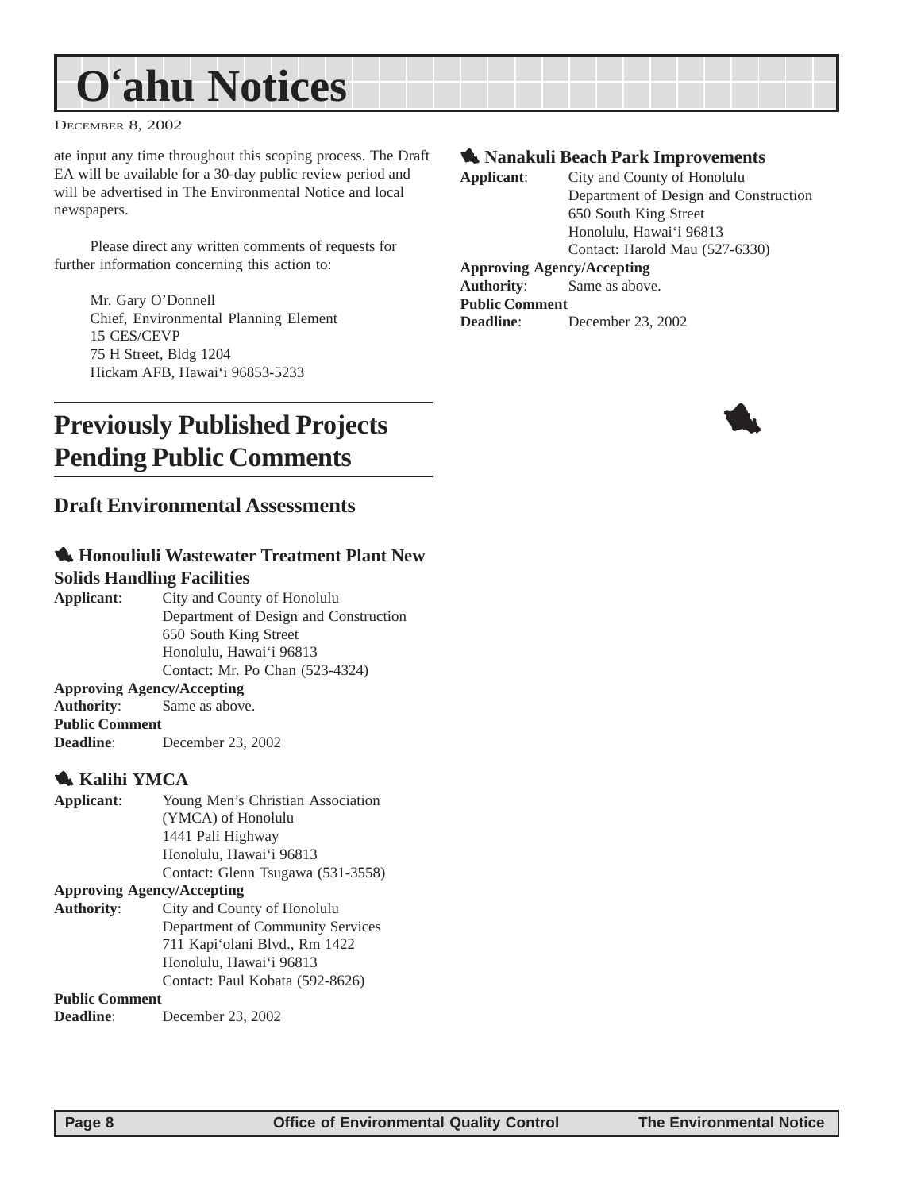ate input any time throughout this scoping process. The Draft EA will be available for a 30-day public review period and will be advertised in The Environmental Notice and local newspapers.

Please direct any written comments of requests for further information concerning this action to:

Mr. Gary O'Donnell
Chief, Environmental Planning Element
15 CES/CEVP
75 H Street, Bldg 1204
Hickam AFB, Hawai'i 96853-5233

# Previously Published Projects Pending Public Comments

## Draft Environmental Assessments

### Honouliuli Wastewater Treatment Plant New Solids Handling Facilities

**Applicant**: City and County of Honolulu
Department of Design and Construction
650 South King Street
Honolulu, Hawai'i 96813
Contact: Mr. Po Chan (523-4324)

**Approving Agency/Accepting Authority**: Same as above.

**Public Comment Deadline**: December 23, 2002

### Kalihi YMCA

**Applicant**: Young Men's Christian Association (YMCA) of Honolulu
1441 Pali Highway
Honolulu, Hawai'i 96813
Contact: Glenn Tsugawa (531-3558)

**Approving Agency/Accepting Authority**: City and County of Honolulu
Department of Community Services
711 Kapi'olani Blvd., Rm 1422
Honolulu, Hawai'i 96813
Contact: Paul Kobata (592-8626)

**Public Comment Deadline**: December 23, 2002

### Nanakuli Beach Park Improvements

**Applicant**: City and County of Honolulu
Department of Design and Construction
650 South King Street
Honolulu, Hawai'i 96813
Contact: Harold Mau (527-6330)

**Approving Agency/Accepting Authority**: Same as above.

**Public Comment Deadline**: December 23, 2002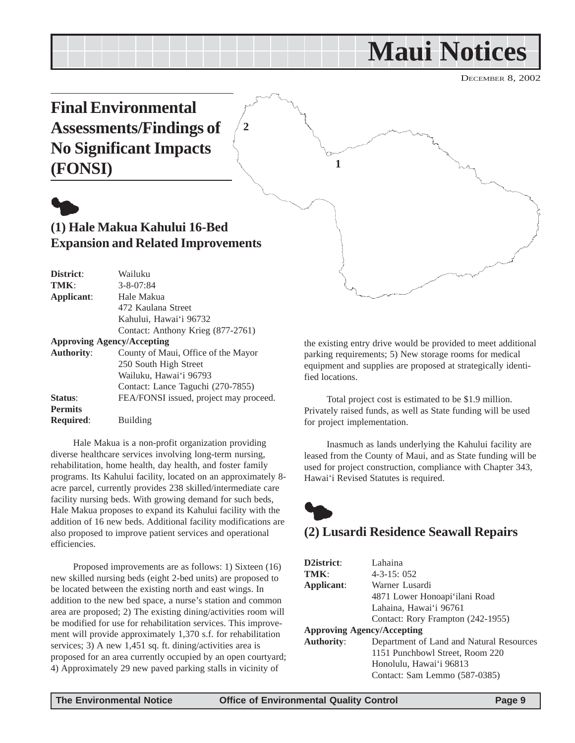# Maui Notices

DECEMBER 8, 2002

## Final Environmental Assessments/Findings of No Significant Impacts (FONSI)

### (1) Hale Makua Kahului 16-Bed Expansion and Related Improvements

**District**: Wailuku
**TMK**: 3-8-07:84
**Applicant**: Hale Makua
472 Kaulana Street
Kahului, Hawai'i 96732
Contact: Anthony Krieg (877-2761)

**Approving Agency/Accepting Authority**: County of Maui, Office of the Mayor
250 South High Street
Wailuku, Hawai'i 96793
Contact: Lance Taguchi (270-7855)

**Status**: FEA/FONSI issued, project may proceed.
**Permits Required**: Building

Hale Makua is a non-profit organization providing diverse healthcare services involving long-term nursing, rehabilitation, home health, day health, and foster family programs. Its Kahului facility, located on an approximately 8-acre parcel, currently provides 238 skilled/intermediate care facility nursing beds. With growing demand for such beds, Hale Makua proposes to expand its Kahului facility with the addition of 16 new beds. Additional facility modifications are also proposed to improve patient services and operational efficiencies.

Proposed improvements are as follows: 1) Sixteen (16) new skilled nursing beds (eight 2-bed units) are proposed to be located between the existing north and east wings. In addition to the new bed space, a nurse's station and common area are proposed; 2) The existing dining/activities room will be modified for use for rehabilitation services. This improvement will provide approximately 1,370 s.f. for rehabilitation services; 3) A new 1,451 sq. ft. dining/activities area is proposed for an area currently occupied by an open courtyard; 4) Approximately 29 new paved parking stalls in vicinity of the existing entry drive would be provided to meet additional parking requirements; 5) New storage rooms for medical equipment and supplies are proposed at strategically identified locations.

Total project cost is estimated to be $1.9 million. Privately raised funds, as well as State funding will be used for project implementation.

Inasmuch as lands underlying the Kahului facility are leased from the County of Maui, and as State funding will be used for project construction, compliance with Chapter 343, Hawai'i Revised Statutes is required.

### (2) Lusardi Residence Seawall Repairs

**D2istrict**: Lahaina
**TMK**: 4-3-15: 052
**Applicant**: Warner Lusardi
4871 Lower Honoapi'ilani Road
Lahaina, Hawai'i 96761
Contact: Rory Frampton (242-1955)

**Approving Agency/Accepting Authority**: Department of Land and Natural Resources
1151 Punchbowl Street, Room 220
Honolulu, Hawai'i 96813
Contact: Sam Lemmo (587-0385)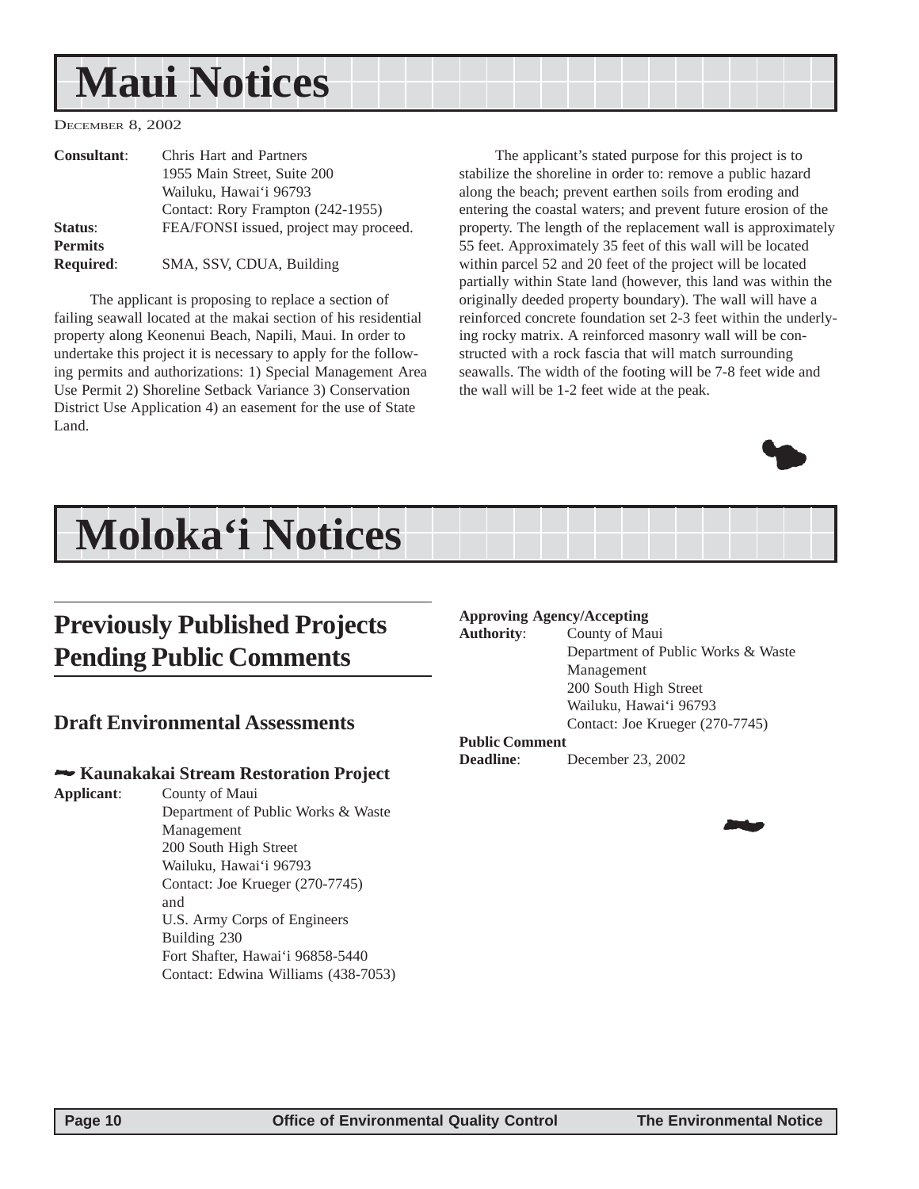# Maui Notices

December 8, 2002

**Consultant**: Chris Hart and Partners
1955 Main Street, Suite 200
Wailuku, Hawai'i 96793
Contact: Rory Frampton (242-1955)

**Status**: FEA/FONSI issued, project may proceed.

**Permits Required**: SMA, SSV, CDUA, Building

The applicant is proposing to replace a section of failing seawall located at the makai section of his residential property along Keonenui Beach, Napili, Maui. In order to undertake this project it is necessary to apply for the following permits and authorizations: 1) Special Management Area Use Permit 2) Shoreline Setback Variance 3) Conservation District Use Application 4) an easement for the use of State Land.

The applicant's stated purpose for this project is to stabilize the shoreline in order to: remove a public hazard along the beach; prevent earthen soils from eroding and entering the coastal waters; and prevent future erosion of the property. The length of the replacement wall is approximately 55 feet. Approximately 35 feet of this wall will be located within parcel 52 and 20 feet of the project will be located partially within State land (however, this land was within the originally deeded property boundary). The wall will have a reinforced concrete foundation set 2-3 feet within the underlying rocky matrix. A reinforced masonry wall will be constructed with a rock fascia that will match surrounding seawalls. The width of the footing will be 7-8 feet wide and the wall will be 1-2 feet wide at the peak.

# Moloka'i Notices

## Previously Published Projects Pending Public Comments

### Draft Environmental Assessments

#### Kaunakakai Stream Restoration Project

**Applicant**: County of Maui
Department of Public Works & Waste Management
200 South High Street
Wailuku, Hawai'i 96793
Contact: Joe Krueger (270-7745)
and
U.S. Army Corps of Engineers
Building 230
Fort Shafter, Hawai'i 96858-5440
Contact: Edwina Williams (438-7053)

**Approving Agency/Accepting Authority**: County of Maui
Department of Public Works & Waste Management
200 South High Street
Wailuku, Hawai'i 96793
Contact: Joe Krueger (270-7745)

**Public Comment Deadline**: December 23, 2002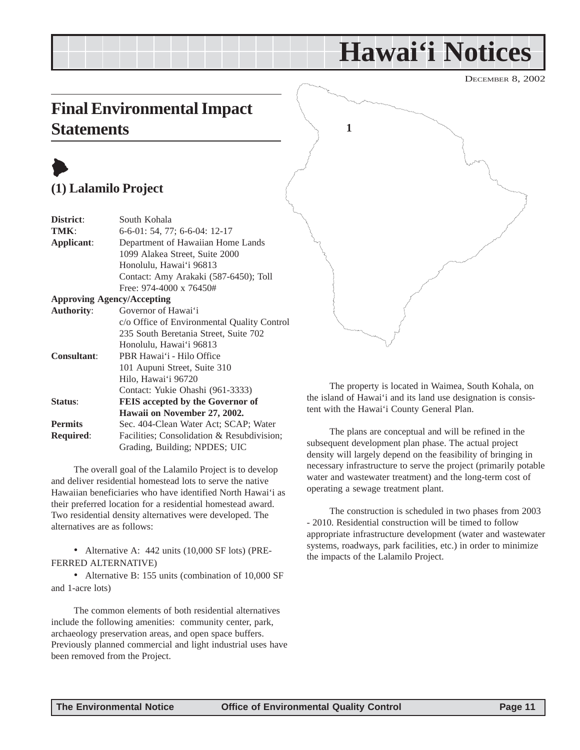# Hawai'i Notices

DECEMBER 8, 2002

## Final Environmental Impact Statements

### (1) Lalamilo Project

| | |
|---|---|
| **District**: | South Kohala |
| **TMK**: | 6-6-01: 54, 77; 6-6-04: 12-17 |
| **Applicant**: | Department of Hawaiian Home Lands<br>1099 Alakea Street, Suite 2000<br>Honolulu, Hawai'i 96813<br>Contact: Amy Arakaki (587-6450); Toll Free: 974-4000 x 76450# |
| **Approving Agency/Accepting Authority**: | Governor of Hawai'i<br>c/o Office of Environmental Quality Control<br>235 South Beretania Street, Suite 702<br>Honolulu, Hawai'i 96813 |
| **Consultant**: | PBR Hawai'i - Hilo Office<br>101 Aupuni Street, Suite 310<br>Hilo, Hawai'i 96720<br>Contact: Yukie Ohashi (961-3333) |
| **Status**: | **FEIS accepted by the Governor of Hawaii on November 27, 2002.** |
| **Permits Required**: | Sec. 404-Clean Water Act; SCAP; Water Facilities; Consolidation & Resubdivision; Grading, Building; NPDES; UIC |

The overall goal of the Lalamilo Project is to develop and deliver residential homestead lots to serve the native Hawaiian beneficiaries who have identified North Hawai'i as their preferred location for a residential homestead award. Two residential density alternatives were developed. The alternatives are as follows:

- Alternative A: 442 units (10,000 SF lots) (PREFERRED ALTERNATIVE)
- Alternative B: 155 units (combination of 10,000 SF and 1-acre lots)

The common elements of both residential alternatives include the following amenities: community center, park, archaeology preservation areas, and open space buffers. Previously planned commercial and light industrial uses have been removed from the Project.

The property is located in Waimea, South Kohala, on the island of Hawai'i and its land use designation is consistent with the Hawai'i County General Plan.

The plans are conceptual and will be refined in the subsequent development plan phase. The actual project density will largely depend on the feasibility of bringing in necessary infrastructure to serve the project (primarily potable water and wastewater treatment) and the long-term cost of operating a sewage treatment plant.

The construction is scheduled in two phases from 2003 - 2010. Residential construction will be timed to follow appropriate infrastructure development (water and wastewater systems, roadways, park facilities, etc.) in order to minimize the impacts of the Lalamilo Project.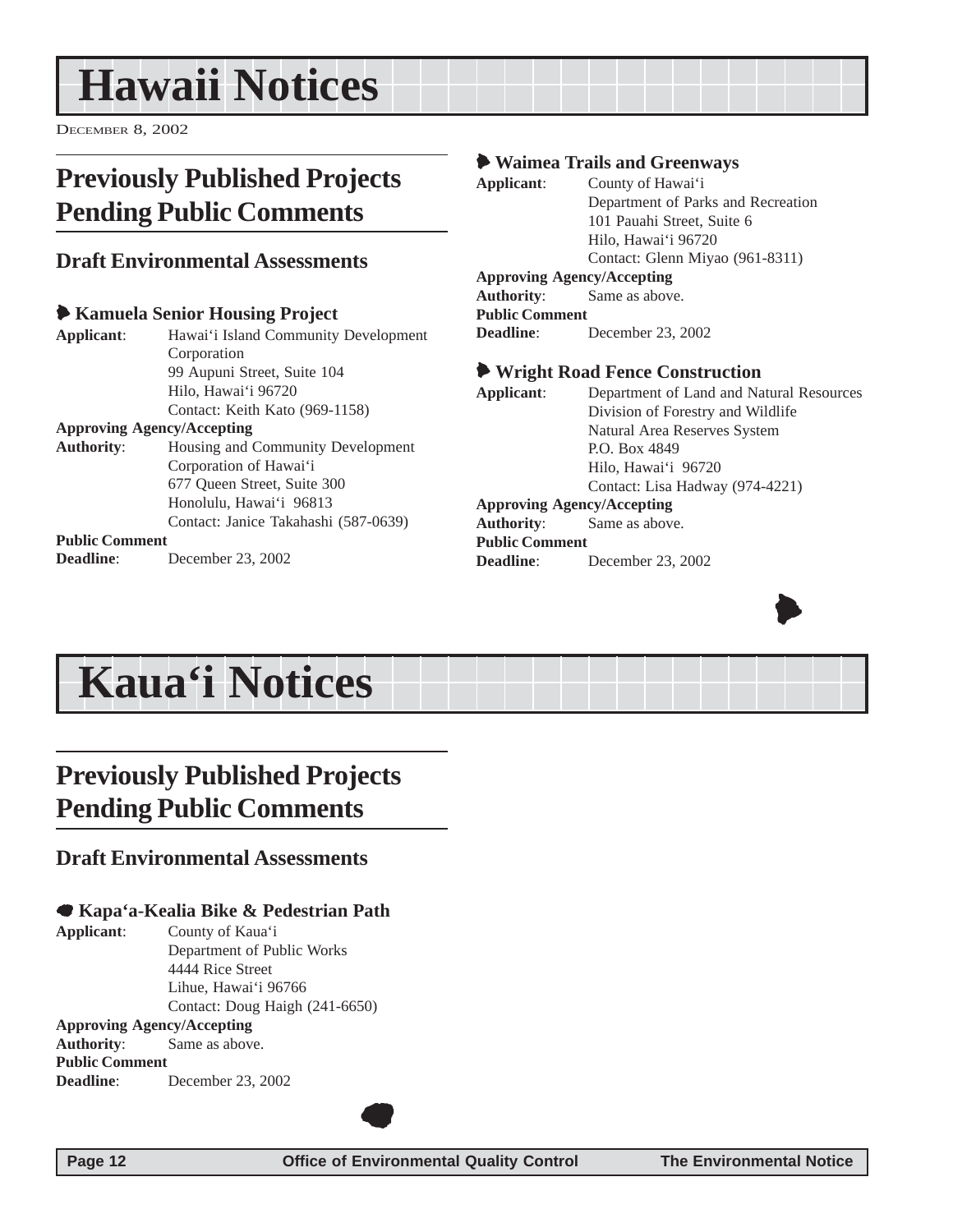# Hawaii Notices

December 8, 2002

## Previously Published Projects Pending Public Comments

### Draft Environmental Assessments

#### Kamuela Senior Housing Project

**Applicant**: Hawai'i Island Community Development Corporation
99 Aupuni Street, Suite 104
Hilo, Hawai'i 96720
Contact: Keith Kato (969-1158)

**Approving Agency/Accepting Authority**: Housing and Community Development Corporation of Hawai'i
677 Queen Street, Suite 300
Honolulu, Hawai'i 96813
Contact: Janice Takahashi (587-0639)

**Public Comment Deadline**: December 23, 2002

#### Waimea Trails and Greenways

**Applicant**: County of Hawai'i
Department of Parks and Recreation
101 Pauahi Street, Suite 6
Hilo, Hawai'i 96720
Contact: Glenn Miyao (961-8311)

**Approving Agency/Accepting Authority**: Same as above.

**Public Comment Deadline**: December 23, 2002

#### Wright Road Fence Construction

**Applicant**: Department of Land and Natural Resources
Division of Forestry and Wildlife
Natural Area Reserves System
P.O. Box 4849
Hilo, Hawai'i 96720
Contact: Lisa Hadway (974-4221)

**Approving Agency/Accepting Authority**: Same as above.

**Public Comment Deadline**: December 23, 2002

# Kaua'i Notices

## Previously Published Projects Pending Public Comments

### Draft Environmental Assessments

#### Kapa'a-Kealia Bike & Pedestrian Path

**Applicant**: County of Kaua'i
Department of Public Works
4444 Rice Street
Lihue, Hawai'i 96766
Contact: Doug Haigh (241-6650)

**Approving Agency/Accepting Authority**: Same as above.

**Public Comment Deadline**: December 23, 2002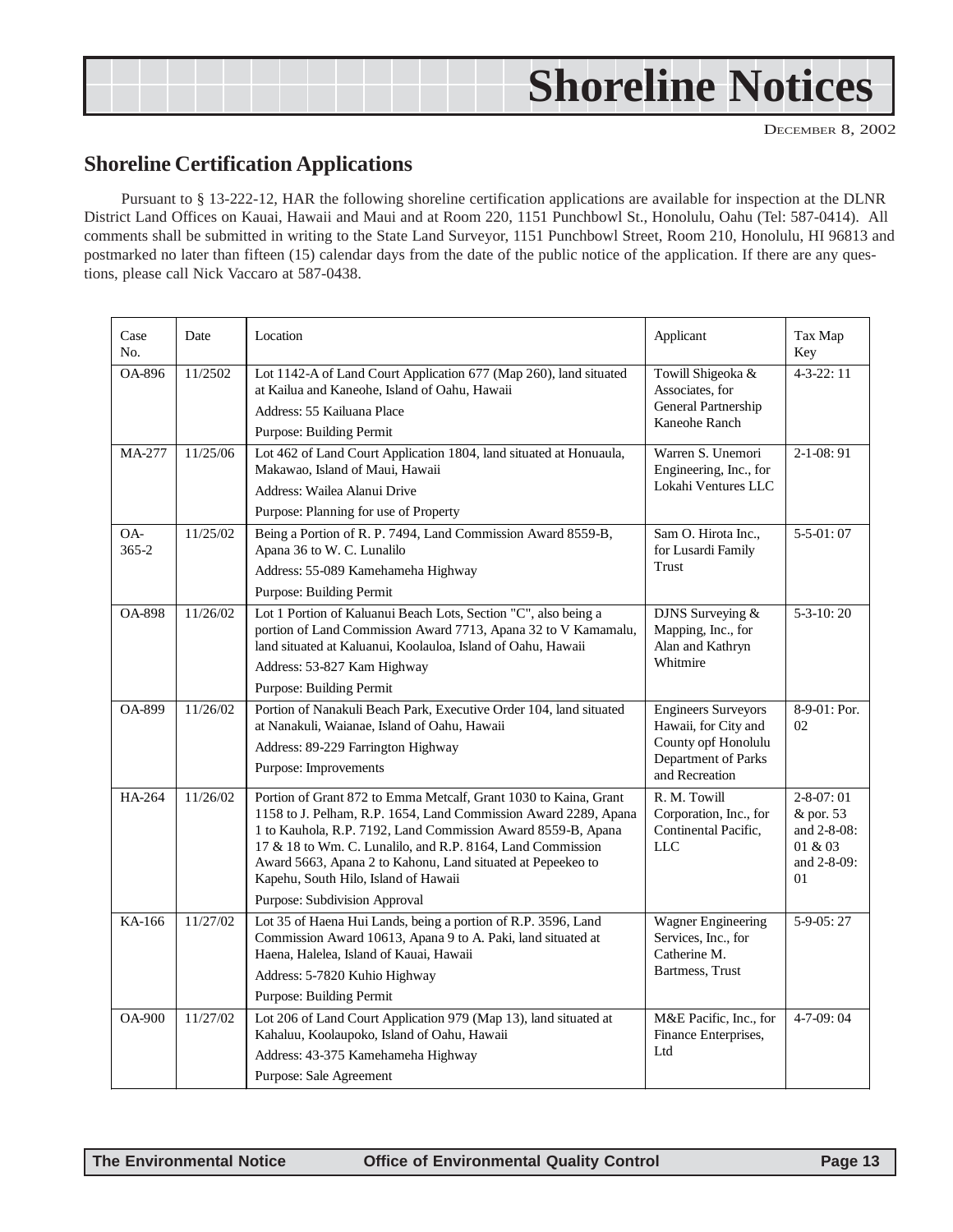# Shoreline Notices

DECEMBER 8, 2002

## Shoreline Certification Applications

Pursuant to § 13-222-12, HAR the following shoreline certification applications are available for inspection at the DLNR District Land Offices on Kauai, Hawaii and Maui and at Room 220, 1151 Punchbowl St., Honolulu, Oahu (Tel: 587-0414). All comments shall be submitted in writing to the State Land Surveyor, 1151 Punchbowl Street, Room 210, Honolulu, HI 96813 and postmarked no later than fifteen (15) calendar days from the date of the public notice of the application. If there are any questions, please call Nick Vaccaro at 587-0438.

| Case No. | Date | Location | Applicant | Tax Map Key |
|---|---|---|---|---|
| OA-896 | 11/2502 | Lot 1142-A of Land Court Application 677 (Map 260), land situated at Kailua and Kaneohe, Island of Oahu, Hawaii<br>Address: 55 Kailuana Place<br>Purpose: Building Permit | Towill Shigeoka & Associates, for General Partnership Kaneohe Ranch | 4-3-22: 11 |
| MA-277 | 11/25/06 | Lot 462 of Land Court Application 1804, land situated at Honuaula, Makawao, Island of Maui, Hawaii<br>Address: Wailea Alanui Drive<br>Purpose: Planning for use of Property | Warren S. Unemori Engineering, Inc., for Lokahi Ventures LLC | 2-1-08: 91 |
| OA-365-2 | 11/25/02 | Being a Portion of R. P. 7494, Land Commission Award 8559-B, Apana 36 to W. C. Lunalilo<br>Address: 55-089 Kamehameha Highway<br>Purpose: Building Permit | Sam O. Hirota Inc., for Lusardi Family Trust | 5-5-01: 07 |
| OA-898 | 11/26/02 | Lot 1 Portion of Kaluanui Beach Lots, Section "C", also being a portion of Land Commission Award 7713, Apana 32 to V Kamamalu, land situated at Kaluanui, Koolauloa, Island of Oahu, Hawaii<br>Address: 53-827 Kam Highway<br>Purpose: Building Permit | DJNS Surveying & Mapping, Inc., for Alan and Kathryn Whitmire | 5-3-10: 20 |
| OA-899 | 11/26/02 | Portion of Nanakuli Beach Park, Executive Order 104, land situated at Nanakuli, Waianae, Island of Oahu, Hawaii<br>Address: 89-229 Farrington Highway<br>Purpose: Improvements | Engineers Surveyors Hawaii, for City and County opf Honolulu Department of Parks and Recreation | 8-9-01: Por. 02 |
| HA-264 | 11/26/02 | Portion of Grant 872 to Emma Metcalf, Grant 1030 to Kaina, Grant 1158 to J. Pelham, R.P. 1654, Land Commission Award 2289, Apana 1 to Kauhola, R.P. 7192, Land Commission Award 8559-B, Apana 17 & 18 to Wm. C. Lunalilo, and R.P. 8164, Land Commission Award 5663, Apana 2 to Kahonu, Land situated at Pepeekeo to Kapehu, South Hilo, Island of Hawaii<br>Purpose: Subdivision Approval | R. M. Towill Corporation, Inc., for Continental Pacific, LLC | 2-8-07: 01 & por. 53 and 2-8-08: 01 & 03 and 2-8-09: 01 |
| KA-166 | 11/27/02 | Lot 35 of Haena Hui Lands, being a portion of R.P. 3596, Land Commission Award 10613, Apana 9 to A. Paki, land situated at Haena, Halelea, Island of Kauai, Hawaii<br>Address: 5-7820 Kuhio Highway<br>Purpose: Building Permit | Wagner Engineering Services, Inc., for Catherine M. Bartmess, Trust | 5-9-05: 27 |
| OA-900 | 11/27/02 | Lot 206 of Land Court Application 979 (Map 13), land situated at Kahaluu, Koolaupoko, Island of Oahu, Hawaii<br>Address: 43-375 Kamehameha Highway<br>Purpose: Sale Agreement | M&E Pacific, Inc., for Finance Enterprises, Ltd | 4-7-09: 04 |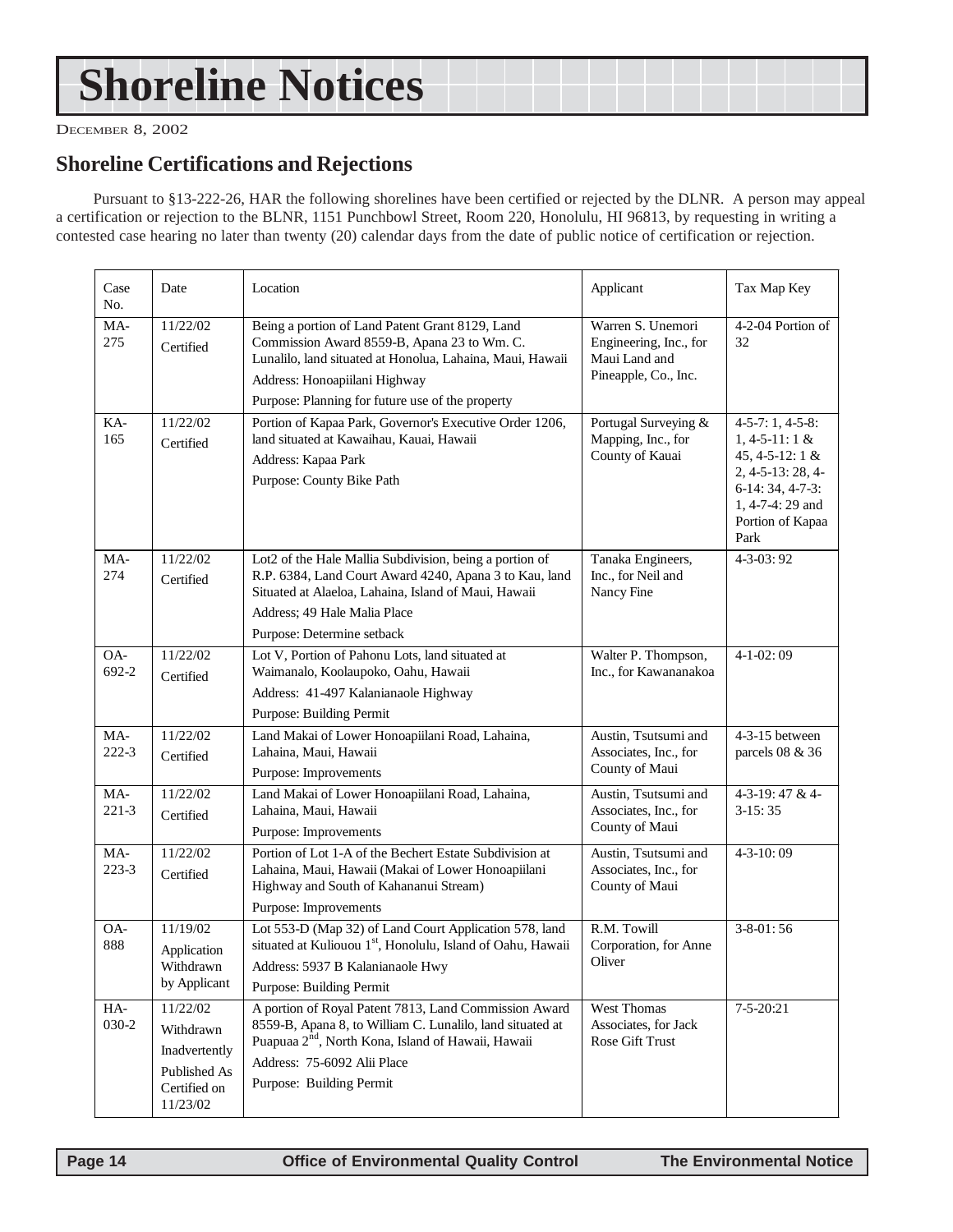# Shoreline Notices

DECEMBER 8, 2002

## Shoreline Certifications and Rejections

Pursuant to §13-222-26, HAR the following shorelines have been certified or rejected by the DLNR. A person may appeal a certification or rejection to the BLNR, 1151 Punchbowl Street, Room 220, Honolulu, HI 96813, by requesting in writing a contested case hearing no later than twenty (20) calendar days from the date of public notice of certification or rejection.

| Case No. | Date | Location | Applicant | Tax Map Key |
|---|---|---|---|---|
| MA-275 | 11/22/02 Certified | Being a portion of Land Patent Grant 8129, Land Commission Award 8559-B, Apana 23 to Wm. C. Lunalilo, land situated at Honolua, Lahaina, Maui, Hawaii<br>Address: Honoapiilani Highway<br>Purpose: Planning for future use of the property | Warren S. Unemori Engineering, Inc., for Maui Land and Pineapple, Co., Inc. | 4-2-04 Portion of 32 |
| KA-165 | 11/22/02 Certified | Portion of Kapaa Park, Governor's Executive Order 1206, land situated at Kawaihau, Kauai, Hawaii<br>Address: Kapaa Park<br>Purpose: County Bike Path | Portugal Surveying & Mapping, Inc., for County of Kauai | 4-5-7: 1, 4-5-8: 1, 4-5-11: 1 & 45, 4-5-12: 1 & 2, 4-5-13: 28, 4-6-14: 34, 4-7-3: 1, 4-7-4: 29 and Portion of Kapaa Park |
| MA-274 | 11/22/02 Certified | Lot2 of the Hale Mallia Subdivision, being a portion of R.P. 6384, Land Court Award 4240, Apana 3 to Kau, land Situated at Alaeloa, Lahaina, Island of Maui, Hawaii<br>Address; 49 Hale Malia Place<br>Purpose: Determine setback | Tanaka Engineers, Inc., for Neil and Nancy Fine | 4-3-03: 92 |
| OA-692-2 | 11/22/02 Certified | Lot V, Portion of Pahonu Lots, land situated at Waimanalo, Koolaupoko, Oahu, Hawaii<br>Address: 41-497 Kalanianaole Highway<br>Purpose: Building Permit | Walter P. Thompson, Inc., for Kawananakoa | 4-1-02: 09 |
| MA-222-3 | 11/22/02 Certified | Land Makai of Lower Honoapiilani Road, Lahaina, Lahaina, Maui, Hawaii<br>Purpose: Improvements | Austin, Tsutsumi and Associates, Inc., for County of Maui | 4-3-15 between parcels 08 & 36 |
| MA-221-3 | 11/22/02 Certified | Land Makai of Lower Honoapiilani Road, Lahaina, Lahaina, Maui, Hawaii<br>Purpose: Improvements | Austin, Tsutsumi and Associates, Inc., for County of Maui | 4-3-19: 47 & 4-3-15: 35 |
| MA-223-3 | 11/22/02 Certified | Portion of Lot 1-A of the Bechert Estate Subdivision at Lahaina, Maui, Hawaii (Makai of Lower Honoapiilani Highway and South of Kahananui Stream)<br>Purpose: Improvements | Austin, Tsutsumi and Associates, Inc., for County of Maui | 4-3-10: 09 |
| OA-888 | 11/19/02 Application Withdrawn by Applicant | Lot 553-D (Map 32) of Land Court Application 578, land situated at Kuliouou 1st, Honolulu, Island of Oahu, Hawaii<br>Address: 5937 B Kalanianaole Hwy<br>Purpose: Building Permit | R.M. Towill Corporation, for Anne Oliver | 3-8-01: 56 |
| HA-030-2 | 11/22/02 Withdrawn Inadvertently Published As Certified on 11/23/02 | A portion of Royal Patent 7813, Land Commission Award 8559-B, Apana 8, to William C. Lunalilo, land situated at Puapuaa 2nd, North Kona, Island of Hawaii, Hawaii<br>Address: 75-6092 Alii Place<br>Purpose: Building Permit | West Thomas Associates, for Jack Rose Gift Trust | 7-5-20:21 |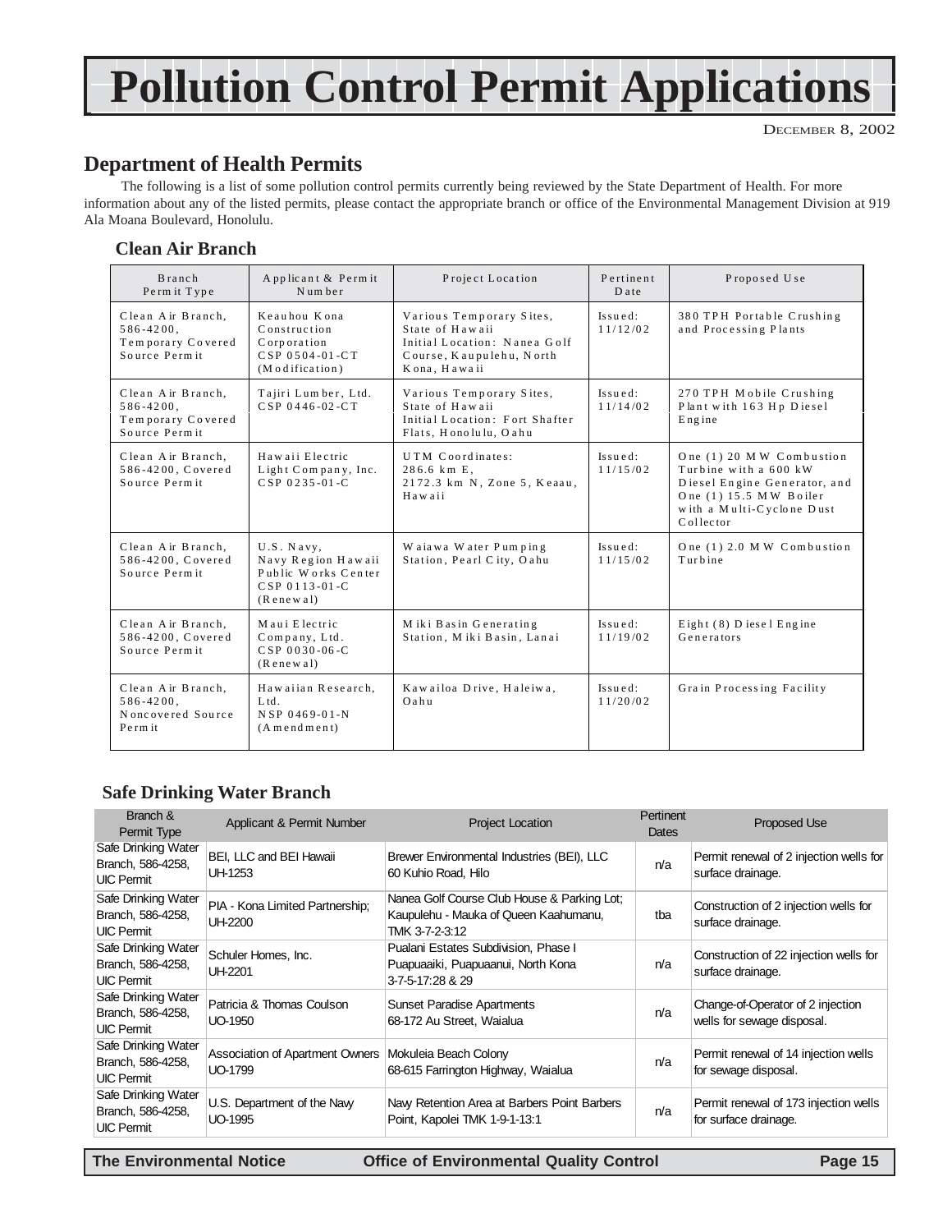# Pollution Control Permit Applications

December 8, 2002

## Department of Health Permits

The following is a list of some pollution control permits currently being reviewed by the State Department of Health. For more information about any of the listed permits, please contact the appropriate branch or office of the Environmental Management Division at 919 Ala Moana Boulevard, Honolulu.

### Clean Air Branch

| Branch Permit Type | Applicant & Permit Number | Project Location | Pertinent Date | Proposed Use |
|---|---|---|---|---|
| Clean Air Branch, 586-4200, Temporary Covered Source Permit | Keauhou Kona Construction Corporation CSP 0504-01-CT (Modification) | Various Temporary Sites, State of Hawaii Initial Location: Nanea Golf Course, Kaupulehu, North Kona, Hawaii | Issued: 11/12/02 | 380 TPH Portable Crushing and Processing Plants |
| Clean Air Branch, 586-4200, Temporary Covered Source Permit | Tajiri Lumber, Ltd. CSP 0446-02-CT | Various Temporary Sites, State of Hawaii Initial Location: Fort Shafter Flats, Honolulu, Oahu | Issued: 11/14/02 | 270 TPH Mobile Crushing Plant with 163 Hp Diesel Engine |
| Clean Air Branch, 586-4200, Covered Source Permit | Hawaii Electric Light Company, Inc. CSP 0235-01-C | UTM Coordinates: 286.6 km E, 2172.3 km N, Zone 5, Keaau, Hawaii | Issued: 11/15/02 | One (1) 20 MW Combustion Turbine with a 600 kW Diesel Engine Generator, and One (1) 15.5 MW Boiler with a Multi-Cyclone Dust Collector |
| Clean Air Branch, 586-4200, Covered Source Permit | U.S. Navy, Navy Region Hawaii Public Works Center CSP 0113-01-C (Renewal) | Waiawa Water Pumping Station, Pearl City, Oahu | Issued: 11/15/02 | One (1) 2.0 MW Combustion Turbine |
| Clean Air Branch, 586-4200, Covered Source Permit | Maui Electric Company, Ltd. CSP 0030-06-C (Renewal) | Miki Basin Generating Station, Miki Basin, Lanai | Issued: 11/19/02 | Eight (8) Diesel Engine Generators |
| Clean Air Branch, 586-4200, Noncovered Source Permit | Hawaiian Research, Ltd. NSP 0469-01-N (Amendment) | Kawailoa Drive, Haleiwa, Oahu | Issued: 11/20/02 | Grain Processing Facility |

### Safe Drinking Water Branch

| Branch & Permit Type | Applicant & Permit Number | Project Location | Pertinent Dates | Proposed Use |
|---|---|---|---|---|
| Safe Drinking Water Branch, 586-4258, UIC Permit | BEI, LLC and BEI Hawaii UH-1253 | Brewer Environmental Industries (BEI), LLC 60 Kuhio Road, Hilo | n/a | Permit renewal of 2 injection wells for surface drainage. |
| Safe Drinking Water Branch, 586-4258, UIC Permit | PIA - Kona Limited Partnership; UH-2200 | Nanea Golf Course Club House & Parking Lot; Kaupulehu - Mauka of Queen Kaahumanu, TMK 3-7-2-3:12 | tba | Construction of 2 injection wells for surface drainage. |
| Safe Drinking Water Branch, 586-4258, UIC Permit | Schuler Homes, Inc. UH-2201 | Pualani Estates Subdivision, Phase I Puapuaaiki, Puapuaanui, North Kona 3-7-5-17:28 & 29 | n/a | Construction of 22 injection wells for surface drainage. |
| Safe Drinking Water Branch, 586-4258, UIC Permit | Patricia & Thomas Coulson UO-1950 | Sunset Paradise Apartments 68-172 Au Street, Waialua | n/a | Change-of-Operator of 2 injection wells for sewage disposal. |
| Safe Drinking Water Branch, 586-4258, UIC Permit | Association of Apartment Owners UO-1799 | Mokuleia Beach Colony 68-615 Farrington Highway, Waialua | n/a | Permit renewal of 14 injection wells for sewage disposal. |
| Safe Drinking Water Branch, 586-4258, UIC Permit | U.S. Department of the Navy UO-1995 | Navy Retention Area at Barbers Point Barbers Point, Kapolei TMK 1-9-1-13:1 | n/a | Permit renewal of 173 injection wells for surface drainage. |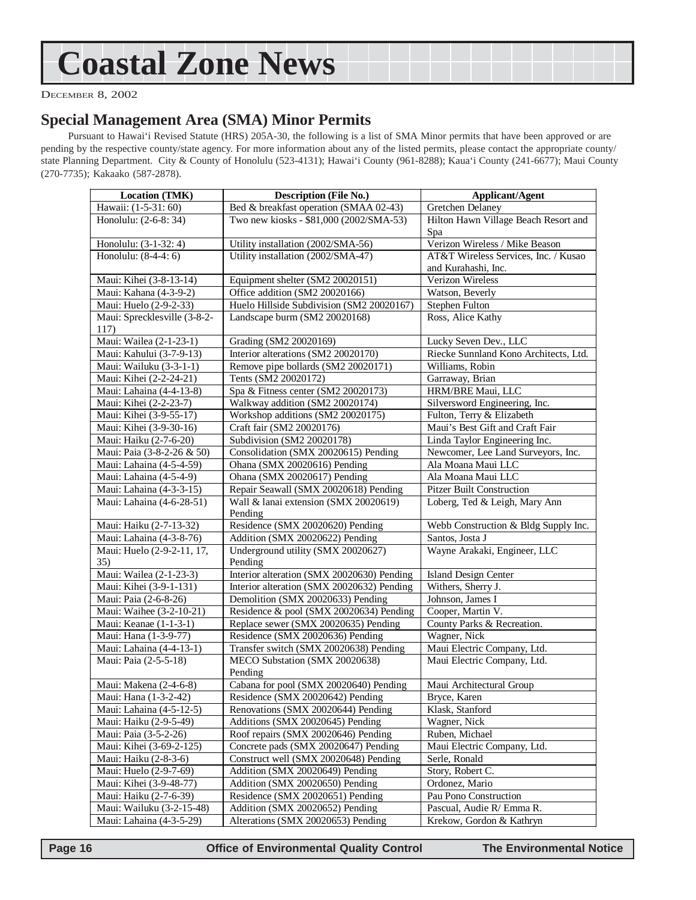# Coastal Zone News

## Special Management Area (SMA) Minor Permits

Pursuant to Hawai'i Revised Statute (HRS) 205A-30, the following is a list of SMA Minor permits that have been approved or are pending by the respective county/state agency. For more information about any of the listed permits, please contact the appropriate county/state Planning Department. City & County of Honolulu (523-4131); Hawai'i County (961-8288); Kaua'i County (241-6677); Maui County (270-7735); Kakaako (587-2878).

| Location (TMK) | Description (File No.) | Applicant/Agent |
|---|---|---|
| Hawaii: (1-5-31: 60) | Bed & breakfast operation (SMAA 02-43) | Gretchen Delaney |
| Honolulu: (2-6-8: 34) | Two new kiosks - $81,000 (2002/SMA-53) | Hilton Hawn Village Beach Resort and Spa |
| Honolulu: (3-1-32: 4) | Utility installation (2002/SMA-56) | Verizon Wireless / Mike Beason |
| Honolulu: (8-4-4: 6) | Utility installation (2002/SMA-47) | AT&T Wireless Services, Inc. / Kusao and Kurahashi, Inc. |
| Maui: Kihei (3-8-13-14) | Equipment shelter (SM2 20020151) | Verizon Wireless |
| Maui: Kahana (4-3-9-2) | Office addition (SM2 20020166) | Watson, Beverly |
| Maui: Huelo (2-9-2-33) | Huelo Hillside Subdivision (SM2 20020167) | Stephen Fulton |
| Maui: Sprecklesville (3-8-2-117) | Landscape burm (SM2 20020168) | Ross, Alice Kathy |
| Maui: Wailea (2-1-23-1) | Grading (SM2 20020169) | Lucky Seven Dev., LLC |
| Maui: Kahului (3-7-9-13) | Interior alterations (SM2 20020170) | Riecke Sunnland Kono Architects, Ltd. |
| Maui: Wailuku (3-3-1-1) | Remove pipe bollards (SM2 20020171) | Williams, Robin |
| Maui: Kihei (2-2-24-21) | Tents (SM2 20020172) | Garraway, Brian |
| Maui: Lahaina (4-4-13-8) | Spa & Fitness center (SM2 20020173) | HRM/BRE Maui, LLC |
| Maui: Kihei (2-2-23-7) | Walkway addition (SM2 20020174) | Silversword Engineering, Inc. |
| Maui: Kihei (3-9-55-17) | Workshop additions (SM2 20020175) | Fulton, Terry & Elizabeth |
| Maui: Kihei (3-9-30-16) | Craft fair (SM2 20020176) | Maui's Best Gift and Craft Fair |
| Maui: Haiku (2-7-6-20) | Subdivision (SM2 20020178) | Linda Taylor Engineering Inc. |
| Maui: Paia (3-8-2-26 & 50) | Consolidation (SMX 20020615) Pending | Newcomer, Lee Land Surveyors, Inc. |
| Maui: Lahaina (4-5-4-59) | Ohana (SMX 20020616) Pending | Ala Moana Maui LLC |
| Maui: Lahaina (4-5-4-9) | Ohana (SMX 20020617) Pending | Ala Moana Maui LLC |
| Maui: Lahaina (4-3-3-15) | Repair Seawall (SMX 20020618) Pending | Pitzer Built Construction |
| Maui: Lahaina (4-6-28-51) | Wall & lanai extension (SMX 20020619) Pending | Loberg, Ted & Leigh, Mary Ann |
| Maui: Haiku (2-7-13-32) | Residence (SMX 20020620) Pending | Webb Construction & Bldg Supply Inc. |
| Maui: Lahaina (4-3-8-76) | Addition (SMX 20020622) Pending | Santos, Josta J |
| Maui: Huelo (2-9-2-11, 17, 35) | Underground utility (SMX 20020627) Pending | Wayne Arakaki, Engineer, LLC |
| Maui: Wailea (2-1-23-3) | Interior alteration (SMX 20020630) Pending | Island Design Center |
| Maui: Kihei (3-9-1-131) | Interior alteration (SMX 20020632) Pending | Withers, Sherry J. |
| Maui: Paia (2-6-8-26) | Demolition (SMX 20020633) Pending | Johnson, James I |
| Maui: Waihee (3-2-10-21) | Residence & pool (SMX 20020634) Pending | Cooper, Martin V. |
| Maui: Keanae (1-1-3-1) | Replace sewer (SMX 20020635) Pending | County Parks & Recreation. |
| Maui: Hana (1-3-9-77) | Residence (SMX 20020636) Pending | Wagner, Nick |
| Maui: Lahaina (4-4-13-1) | Transfer switch (SMX 20020638) Pending | Maui Electric Company, Ltd. |
| Maui: Paia (2-5-5-18) | MECO Substation (SMX 20020638) Pending | Maui Electric Company, Ltd. |
| Maui: Makena (2-4-6-8) | Cabana for pool (SMX 20020640) Pending | Maui Architectural Group |
| Maui: Hana (1-3-2-42) | Residence (SMX 20020642) Pending | Bryce, Karen |
| Maui: Lahaina (4-5-12-5) | Renovations (SMX 20020644) Pending | Klask, Stanford |
| Maui: Haiku (2-9-5-49) | Additions (SMX 20020645) Pending | Wagner, Nick |
| Maui: Paia (3-5-2-26) | Roof repairs (SMX 20020646) Pending | Ruben, Michael |
| Maui: Kihei (3-69-2-125) | Concrete pads (SMX 20020647) Pending | Maui Electric Company, Ltd. |
| Maui: Haiku (2-8-3-6) | Construct well (SMX 20020648) Pending | Serle, Ronald |
| Maui: Huelo (2-9-7-69) | Addition (SMX 20020649) Pending | Story, Robert C. |
| Maui: Kihei (3-9-48-77) | Addition (SMX 20020650) Pending | Ordonez, Mario |
| Maui: Haiku (2-7-6-39) | Residence (SMX 20020651) Pending | Pau Pono Construction |
| Maui: Wailuku (3-2-15-48) | Addition (SMX 20020652) Pending | Pascual, Audie R/ Emma R. |
| Maui: Lahaina (4-3-5-29) | Alterations (SMX 20020653) Pending | Krekow, Gordon & Kathryn |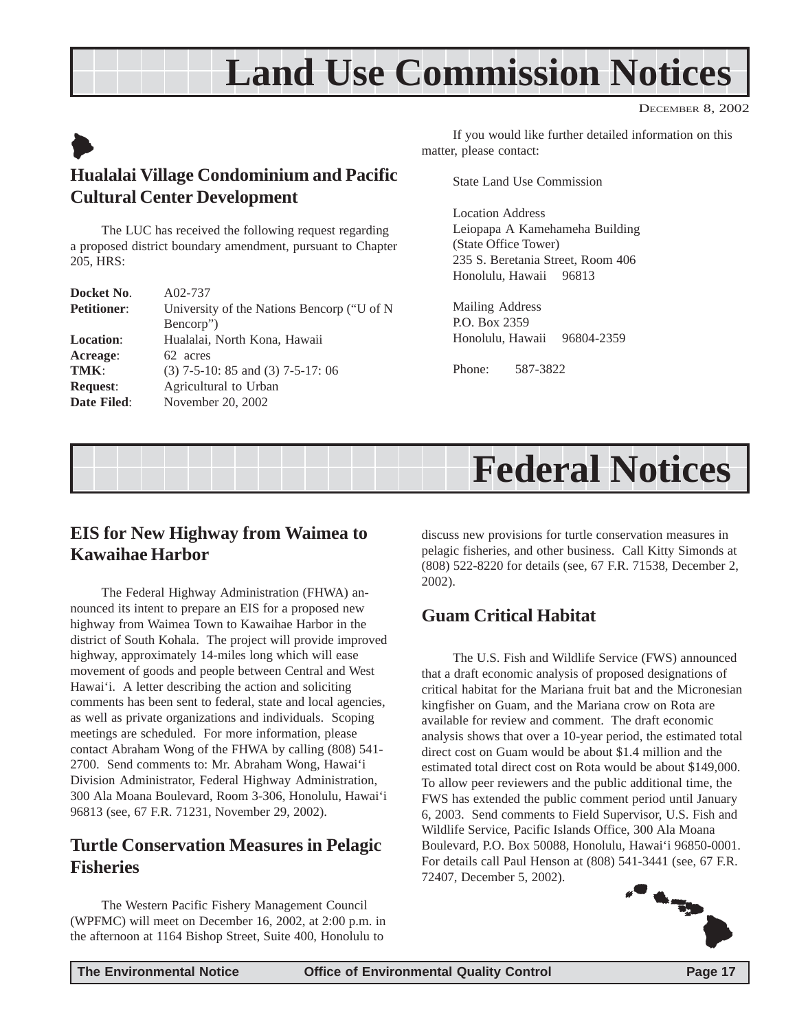# Land Use Commission Notices

DECEMBER 8, 2002

## Hualalai Village Condominium and Pacific Cultural Center Development

The LUC has received the following request regarding a proposed district boundary amendment, pursuant to Chapter 205, HRS:

| | |
|---|---|
| **Docket No**. | A02-737 |
| **Petitioner**: | University of the Nations Bencorp ("U of N Bencorp") |
| **Location**: | Hualalai, North Kona, Hawaii |
| **Acreage**: | 62 acres |
| **TMK**: | (3) 7-5-10: 85 and (3) 7-5-17: 06 |
| **Request**: | Agricultural to Urban |
| **Date Filed**: | November 20, 2002 |

If you would like further detailed information on this matter, please contact:

State Land Use Commission

Location Address
Leiopapa A Kamehameha Building
(State Office Tower)
235 S. Beretania Street, Room 406
Honolulu, Hawaii 96813

Mailing Address
P.O. Box 2359
Honolulu, Hawaii 96804-2359

Phone: 587-3822

# Federal Notices

## EIS for New Highway from Waimea to Kawaihae Harbor

The Federal Highway Administration (FHWA) announced its intent to prepare an EIS for a proposed new highway from Waimea Town to Kawaihae Harbor in the district of South Kohala. The project will provide improved highway, approximately 14-miles long which will ease movement of goods and people between Central and West Hawai'i. A letter describing the action and soliciting comments has been sent to federal, state and local agencies, as well as private organizations and individuals. Scoping meetings are scheduled. For more information, please contact Abraham Wong of the FHWA by calling (808) 541-2700. Send comments to: Mr. Abraham Wong, Hawai'i Division Administrator, Federal Highway Administration, 300 Ala Moana Boulevard, Room 3-306, Honolulu, Hawai'i 96813 (see, 67 F.R. 71231, November 29, 2002).

## Turtle Conservation Measures in Pelagic Fisheries

The Western Pacific Fishery Management Council (WPFMC) will meet on December 16, 2002, at 2:00 p.m. in the afternoon at 1164 Bishop Street, Suite 400, Honolulu to discuss new provisions for turtle conservation measures in pelagic fisheries, and other business. Call Kitty Simonds at (808) 522-8220 for details (see, 67 F.R. 71538, December 2, 2002).

## Guam Critical Habitat

The U.S. Fish and Wildlife Service (FWS) announced that a draft economic analysis of proposed designations of critical habitat for the Mariana fruit bat and the Micronesian kingfisher on Guam, and the Mariana crow on Rota are available for review and comment. The draft economic analysis shows that over a 10-year period, the estimated total direct cost on Guam would be about $1.4 million and the estimated total direct cost on Rota would be about $149,000. To allow peer reviewers and the public additional time, the FWS has extended the public comment period until January 6, 2003. Send comments to Field Supervisor, U.S. Fish and Wildlife Service, Pacific Islands Office, 300 Ala Moana Boulevard, P.O. Box 50088, Honolulu, Hawai'i 96850-0001. For details call Paul Henson at (808) 541-3441 (see, 67 F.R. 72407, December 5, 2002).